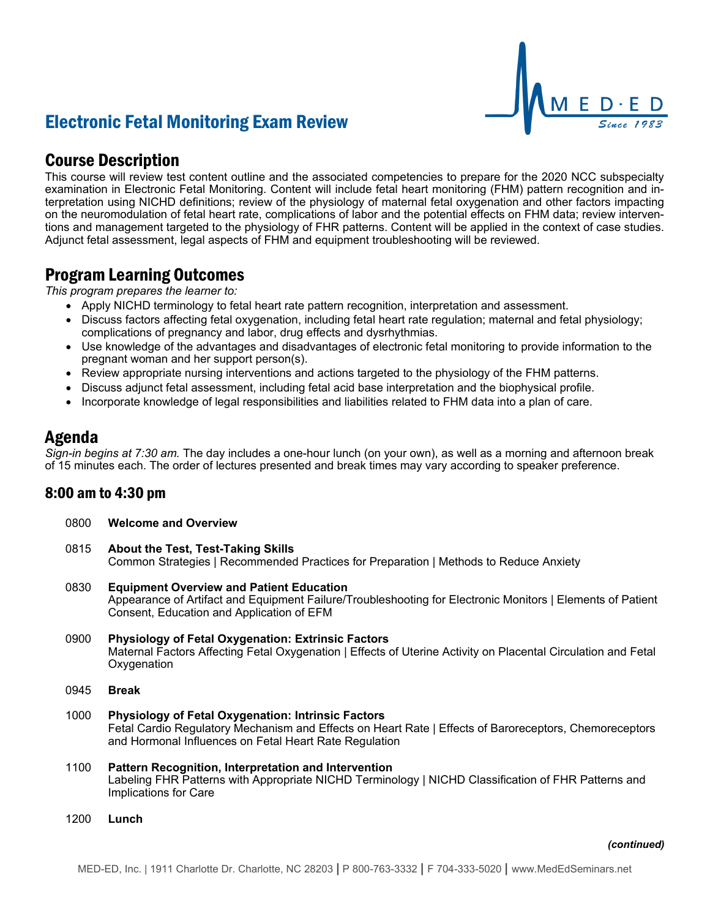# Electronic Fetal Monitoring Exam Review

MED·ED Since 1983

## Course Description

This course will review test content outline and the associated competencies to prepare for the 2020 NCC subspecialty examination in Electronic Fetal Monitoring. Content will include fetal heart monitoring (FHM) pattern recognition and interpretation using NICHD definitions; review of the physiology of maternal fetal oxygenation and other factors impacting on the neuromodulation of fetal heart rate, complications of labor and the potential effects on FHM data; review interventions and management targeted to the physiology of FHR patterns. Content will be applied in the context of case studies. Adjunct fetal assessment, legal aspects of FHM and equipment troubleshooting will be reviewed.

## Program Learning Outcomes

*This program prepares the learner to:*

- Apply NICHD terminology to fetal heart rate pattern recognition, interpretation and assessment.
- Discuss factors affecting fetal oxygenation, including fetal heart rate regulation; maternal and fetal physiology; complications of pregnancy and labor, drug effects and dysrhythmias.
- Use knowledge of the advantages and disadvantages of electronic fetal monitoring to provide information to the pregnant woman and her support person(s).
- Review appropriate nursing interventions and actions targeted to the physiology of the FHM patterns.
- Discuss adjunct fetal assessment, including fetal acid base interpretation and the biophysical profile.
- Incorporate knowledge of legal responsibilities and liabilities related to FHM data into a plan of care.

## Agenda

*Sign-in begins at 7:30 am.* The day includes a one-hour lunch (on your own), as well as a morning and afternoon break of 15 minutes each. The order of lectures presented and break times may vary according to speaker preference.

### 8:00 am to 4:30 pm

0800 **Welcome and Overview**

0815 **About the Test, Test-Taking Skills**
Common Strategies | Recommended Practices for Preparation | Methods to Reduce Anxiety

0830 **Equipment Overview and Patient Education**
Appearance of Artifact and Equipment Failure/Troubleshooting for Electronic Monitors | Elements of Patient Consent, Education and Application of EFM

0900 **Physiology of Fetal Oxygenation: Extrinsic Factors**
Maternal Factors Affecting Fetal Oxygenation | Effects of Uterine Activity on Placental Circulation and Fetal Oxygenation

0945 **Break**

1000 **Physiology of Fetal Oxygenation: Intrinsic Factors**
Fetal Cardio Regulatory Mechanism and Effects on Heart Rate | Effects of Baroreceptors, Chemoreceptors and Hormonal Influences on Fetal Heart Rate Regulation

1100 **Pattern Recognition, Interpretation and Intervention**
Labeling FHR Patterns with Appropriate NICHD Terminology | NICHD Classification of FHR Patterns and Implications for Care

1200 **Lunch**

***(continued)***

MED-ED, Inc. | 1911 Charlotte Dr. Charlotte, NC 28203 | P 800-763-3332 | F 704-333-5020 | www.MedEdSeminars.net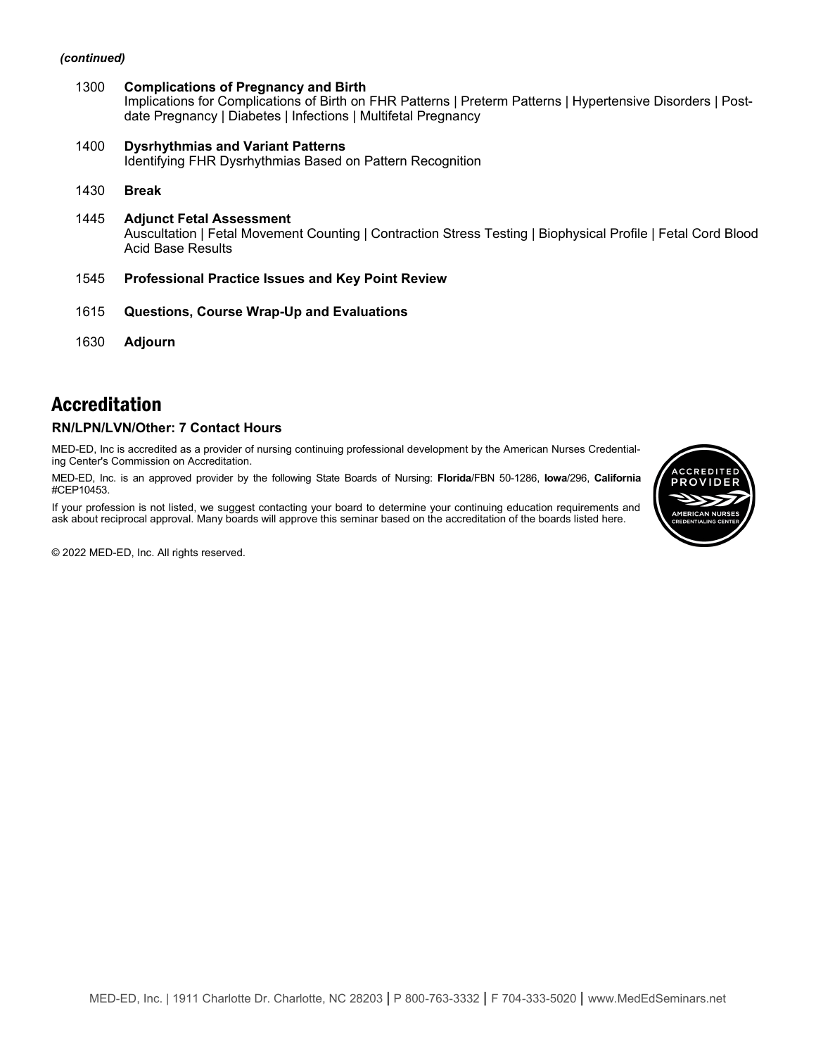*(continued)*

1300 **Complications of Pregnancy and Birth**
Implications for Complications of Birth on FHR Patterns | Preterm Patterns | Hypertensive Disorders | Post-date Pregnancy | Diabetes | Infections | Multifetal Pregnancy

1400 **Dysrhythmias and Variant Patterns**
Identifying FHR Dysrhythmias Based on Pattern Recognition

1430 **Break**

1445 **Adjunct Fetal Assessment**
Auscultation | Fetal Movement Counting | Contraction Stress Testing | Biophysical Profile | Fetal Cord Blood Acid Base Results

1545 **Professional Practice Issues and Key Point Review**

1615 **Questions, Course Wrap-Up and Evaluations**

1630 **Adjourn**

## Accreditation

**RN/LPN/LVN/Other: 7 Contact Hours**

MED-ED, Inc is accredited as a provider of nursing continuing professional development by the American Nurses Credentialing Center's Commission on Accreditation.

MED-ED, Inc. is an approved provider by the following State Boards of Nursing: **Florida**/FBN 50-1286, **Iowa**/296, **California** #CEP10453.

If your profession is not listed, we suggest contacting your board to determine your continuing education requirements and ask about reciprocal approval. Many boards will approve this seminar based on the accreditation of the boards listed here.

ACCREDITED PROVIDER
AMERICAN NURSES CREDENTIALING CENTER

© 2022 MED-ED, Inc. All rights reserved.

MED-ED, Inc. | 1911 Charlotte Dr. Charlotte, NC 28203 | P 800-763-3332 | F 704-333-5020 | www.MedEdSeminars.net